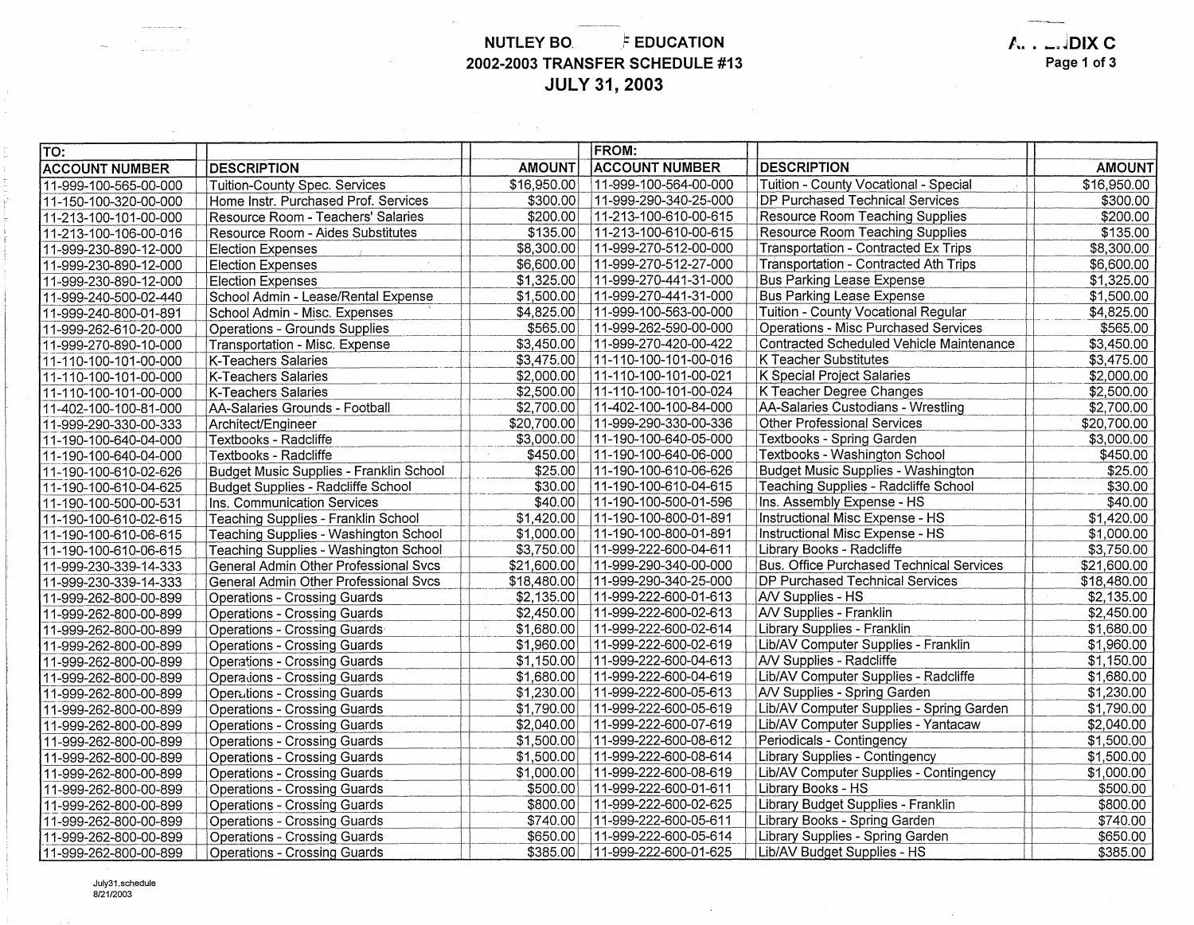# NUTLEY BO. F EDUCATION
## 2002-2003 TRANSFER SCHEDULE #13
## JULY 31, 2003

A. . ..DIX C

| TO: ACCOUNT NUMBER | DESCRIPTION | AMOUNT | FROM: ACCOUNT NUMBER | DESCRIPTION | AMOUNT |
|---|---|---|---|---|---|
| 11-999-100-565-00-000 | Tuition-County Spec. Services | $16,950.00 | 11-999-100-564-00-000 | Tuition - County Vocational - Special | $16,950.00 |
| 11-150-100-320-00-000 | Home Instr. Purchased Prof. Services | $300.00 | 11-999-290-340-25-000 | DP Purchased Technical Services | $300.00 |
| 11-213-100-101-00-000 | Resource Room - Teachers' Salaries | $200.00 | 11-213-100-610-00-615 | Resource Room Teaching Supplies | $200.00 |
| 11-213-100-106-00-016 | Resource Room - Aides Substitutes | $135.00 | 11-213-100-610-00-615 | Resource Room Teaching Supplies | $135.00 |
| 11-999-230-890-12-000 | Election Expenses | $8,300.00 | 11-999-270-512-00-000 | Transportation - Contracted Ex Trips | $8,300.00 |
| 11-999-230-890-12-000 | Election Expenses | $6,600.00 | 11-999-270-512-27-000 | Transportation - Contracted Ath Trips | $6,600.00 |
| 11-999-230-890-12-000 | Election Expenses | $1,325.00 | 11-999-270-441-31-000 | Bus Parking Lease Expense | $1,325.00 |
| 11-999-240-500-02-440 | School Admin - Lease/Rental Expense | $1,500.00 | 11-999-270-441-31-000 | Bus Parking Lease Expense | $1,500.00 |
| 11-999-240-800-01-891 | School Admin - Misc. Expenses | $4,825.00 | 11-999-100-563-00-000 | Tuition - County Vocational Regular | $4,825.00 |
| 11-999-262-610-20-000 | Operations - Grounds Supplies | $565.00 | 11-999-262-590-00-000 | Operations - Misc Purchased Services | $565.00 |
| 11-999-270-890-10-000 | Transportation - Misc. Expense | $3,450.00 | 11-999-270-420-00-422 | Contracted Scheduled Vehicle Maintenance | $3,450.00 |
| 11-110-100-101-00-000 | K-Teachers Salaries | $3,475.00 | 11-110-100-101-00-016 | K Teacher Substitutes | $3,475.00 |
| 11-110-100-101-00-000 | K-Teachers Salaries | $2,000.00 | 11-110-100-101-00-021 | K Special Project Salaries | $2,000.00 |
| 11-110-100-101-00-000 | K-Teachers Salaries | $2,500.00 | 11-110-100-101-00-024 | K Teacher Degree Changes | $2,500.00 |
| 11-402-100-100-81-000 | AA-Salaries Grounds - Football | $2,700.00 | 11-402-100-100-84-000 | AA-Salaries Custodians - Wrestling | $2,700.00 |
| 11-999-290-330-00-333 | Architect/Engineer | $20,700.00 | 11-999-290-330-00-336 | Other Professional Services | $20,700.00 |
| 11-190-100-640-04-000 | Textbooks - Radcliffe | $3,000.00 | 11-190-100-640-05-000 | Textbooks - Spring Garden | $3,000.00 |
| 11-190-100-640-04-000 | Textbooks - Radcliffe | $450.00 | 11-190-100-640-06-000 | Textbooks - Washington School | $450.00 |
| 11-190-100-610-02-626 | Budget Music Supplies - Franklin School | $25.00 | 11-190-100-610-06-626 | Budget Music Supplies - Washington | $25.00 |
| 11-190-100-610-04-625 | Budget Supplies - Radcliffe School | $30.00 | 11-190-100-610-04-615 | Teaching Supplies - Radcliffe School | $30.00 |
| 11-190-100-500-00-531 | Ins. Communication Services | $40.00 | 11-190-100-500-01-596 | Ins. Assembly Expense - HS | $40.00 |
| 11-190-100-610-02-615 | Teaching Supplies - Franklin School | $1,420.00 | 11-190-100-800-01-891 | Instructional Misc Expense - HS | $1,420.00 |
| 11-190-100-610-06-615 | Teaching Supplies - Washington School | $1,000.00 | 11-190-100-800-01-891 | Instructional Misc Expense - HS | $1,000.00 |
| 11-190-100-610-06-615 | Teaching Supplies - Washington School | $3,750.00 | 11-999-222-600-04-611 | Library Books - Radcliffe | $3,750.00 |
| 11-999-230-339-14-333 | General Admin Other Professional Svcs | $21,600.00 | 11-999-290-340-00-000 | Bus. Office Purchased Technical Services | $21,600.00 |
| 11-999-230-339-14-333 | General Admin Other Professional Svcs | $18,480.00 | 11-999-290-340-25-000 | DP Purchased Technical Services | $18,480.00 |
| 11-999-262-800-00-899 | Operations - Crossing Guards | $2,135.00 | 11-999-222-600-01-613 | A/V Supplies - HS | $2,135.00 |
| 11-999-262-800-00-899 | Operations - Crossing Guards | $2,450.00 | 11-999-222-600-02-613 | A/V Supplies - Franklin | $2,450.00 |
| 11-999-262-800-00-899 | Operations - Crossing Guards | $1,680.00 | 11-999-222-600-02-614 | Library Supplies - Franklin | $1,680.00 |
| 11-999-262-800-00-899 | Operations - Crossing Guards | $1,960.00 | 11-999-222-600-02-619 | Lib/AV Computer Supplies - Franklin | $1,960.00 |
| 11-999-262-800-00-899 | Operations - Crossing Guards | $1,150.00 | 11-999-222-600-04-613 | A/V Supplies - Radcliffe | $1,150.00 |
| 11-999-262-800-00-899 | Operations - Crossing Guards | $1,680.00 | 11-999-222-600-04-619 | Lib/AV Computer Supplies - Radcliffe | $1,680.00 |
| 11-999-262-800-00-899 | Operations - Crossing Guards | $1,230.00 | 11-999-222-600-05-613 | A/V Supplies - Spring Garden | $1,230.00 |
| 11-999-262-800-00-899 | Operations - Crossing Guards | $1,790.00 | 11-999-222-600-05-619 | Lib/AV Computer Supplies - Spring Garden | $1,790.00 |
| 11-999-262-800-00-899 | Operations - Crossing Guards | $2,040.00 | 11-999-222-600-07-619 | Lib/AV Computer Supplies - Yantacaw | $2,040.00 |
| 11-999-262-800-00-899 | Operations - Crossing Guards | $1,500.00 | 11-999-222-600-08-612 | Periodicals - Contingency | $1,500.00 |
| 11-999-262-800-00-899 | Operations - Crossing Guards | $1,500.00 | 11-999-222-600-08-614 | Library Supplies - Contingency | $1,500.00 |
| 11-999-262-800-00-899 | Operations - Crossing Guards | $1,000.00 | 11-999-222-600-08-619 | Lib/AV Computer Supplies - Contingency | $1,000.00 |
| 11-999-262-800-00-899 | Operations - Crossing Guards | $500.00 | 11-999-222-600-01-611 | Library Books - HS | $500.00 |
| 11-999-262-800-00-899 | Operations - Crossing Guards | $800.00 | 11-999-222-600-02-625 | Library Budget Supplies - Franklin | $800.00 |
| 11-999-262-800-00-899 | Operations - Crossing Guards | $740.00 | 11-999-222-600-05-611 | Library Books - Spring Garden | $740.00 |
| 11-999-262-800-00-899 | Operations - Crossing Guards | $650.00 | 11-999-222-600-05-614 | Library Supplies - Spring Garden | $650.00 |
| 11-999-262-800-00-899 | Operations - Crossing Guards | $385.00 | 11-999-222-600-01-625 | Lib/AV Budget Supplies - HS | $385.00 |

July31.schedule
8/21/2003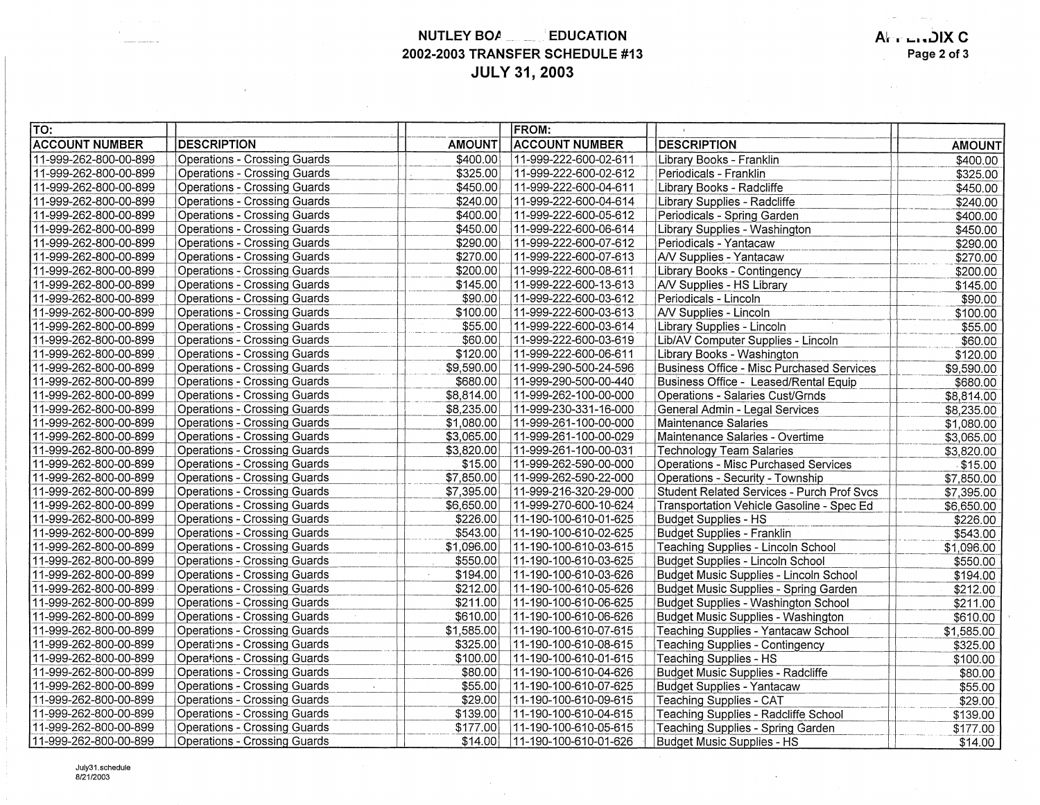# NUTLEY BOARD OF EDUCATION
## 2002-2003 TRANSFER SCHEDULE #13
## JULY 31, 2003

APPENDIX C

| TO: | | | FROM: | | |
|---|---|---|---|---|---|
| ACCOUNT NUMBER | DESCRIPTION | AMOUNT | ACCOUNT NUMBER | DESCRIPTION | AMOUNT |
| 11-999-262-800-00-899 | Operations - Crossing Guards | $400.00 | 11-999-222-600-02-611 | Library Books - Franklin | $400.00 |
| 11-999-262-800-00-899 | Operations - Crossing Guards | $325.00 | 11-999-222-600-02-612 | Periodicals - Franklin | $325.00 |
| 11-999-262-800-00-899 | Operations - Crossing Guards | $450.00 | 11-999-222-600-04-611 | Library Books - Radcliffe | $450.00 |
| 11-999-262-800-00-899 | Operations - Crossing Guards | $240.00 | 11-999-222-600-04-614 | Library Supplies - Radcliffe | $240.00 |
| 11-999-262-800-00-899 | Operations - Crossing Guards | $400.00 | 11-999-222-600-05-612 | Periodicals - Spring Garden | $400.00 |
| 11-999-262-800-00-899 | Operations - Crossing Guards | $450.00 | 11-999-222-600-06-614 | Library Supplies - Washington | $450.00 |
| 11-999-262-800-00-899 | Operations - Crossing Guards | $290.00 | 11-999-222-600-07-612 | Periodicals - Yantacaw | $290.00 |
| 11-999-262-800-00-899 | Operations - Crossing Guards | $270.00 | 11-999-222-600-07-613 | A/V Supplies - Yantacaw | $270.00 |
| 11-999-262-800-00-899 | Operations - Crossing Guards | $200.00 | 11-999-222-600-08-611 | Library Books - Contingency | $200.00 |
| 11-999-262-800-00-899 | Operations - Crossing Guards | $145.00 | 11-999-222-600-13-613 | A/V Supplies - HS Library | $145.00 |
| 11-999-262-800-00-899 | Operations - Crossing Guards | $90.00 | 11-999-222-600-03-612 | Periodicals - Lincoln | $90.00 |
| 11-999-262-800-00-899 | Operations - Crossing Guards | $100.00 | 11-999-222-600-03-613 | A/V Supplies - Lincoln | $100.00 |
| 11-999-262-800-00-899 | Operations - Crossing Guards | $55.00 | 11-999-222-600-03-614 | Library Supplies - Lincoln | $55.00 |
| 11-999-262-800-00-899 | Operations - Crossing Guards | $60.00 | 11-999-222-600-03-619 | Lib/AV Computer Supplies - Lincoln | $60.00 |
| 11-999-262-800-00-899 | Operations - Crossing Guards | $120.00 | 11-999-222-600-06-611 | Library Books - Washington | $120.00 |
| 11-999-262-800-00-899 | Operations - Crossing Guards | $9,590.00 | 11-999-290-500-24-596 | Business Office - Misc Purchased Services | $9,590.00 |
| 11-999-262-800-00-899 | Operations - Crossing Guards | $680.00 | 11-999-290-500-00-440 | Business Office - Leased/Rental Equip | $680.00 |
| 11-999-262-800-00-899 | Operations - Crossing Guards | $8,814.00 | 11-999-262-100-00-000 | Operations - Salaries Cust/Grnds | $8,814.00 |
| 11-999-262-800-00-899 | Operations - Crossing Guards | $8,235.00 | 11-999-230-331-16-000 | General Admin - Legal Services | $8,235.00 |
| 11-999-262-800-00-899 | Operations - Crossing Guards | $1,080.00 | 11-999-261-100-00-000 | Maintenance Salaries | $1,080.00 |
| 11-999-262-800-00-899 | Operations - Crossing Guards | $3,065.00 | 11-999-261-100-00-029 | Maintenance Salaries - Overtime | $3,065.00 |
| 11-999-262-800-00-899 | Operations - Crossing Guards | $3,820.00 | 11-999-261-100-00-031 | Technology Team Salaries | $3,820.00 |
| 11-999-262-800-00-899 | Operations - Crossing Guards | $15.00 | 11-999-262-590-00-000 | Operations - Misc Purchased Services | $15.00 |
| 11-999-262-800-00-899 | Operations - Crossing Guards | $7,850.00 | 11-999-262-590-22-000 | Operations - Security - Township | $7,850.00 |
| 11-999-262-800-00-899 | Operations - Crossing Guards | $7,395.00 | 11-999-216-320-29-000 | Student Related Services - Purch Prof Svcs | $7,395.00 |
| 11-999-262-800-00-899 | Operations - Crossing Guards | $6,650.00 | 11-999-270-600-10-624 | Transportation Vehicle Gasoline - Spec Ed | $6,650.00 |
| 11-999-262-800-00-899 | Operations - Crossing Guards | $226.00 | 11-190-100-610-01-625 | Budget Supplies - HS | $226.00 |
| 11-999-262-800-00-899 | Operations - Crossing Guards | $543.00 | 11-190-100-610-02-625 | Budget Supplies - Franklin | $543.00 |
| 11-999-262-800-00-899 | Operations - Crossing Guards | $1,096.00 | 11-190-100-610-03-615 | Teaching Supplies - Lincoln School | $1,096.00 |
| 11-999-262-800-00-899 | Operations - Crossing Guards | $550.00 | 11-190-100-610-03-625 | Budget Supplies - Lincoln School | $550.00 |
| 11-999-262-800-00-899 | Operations - Crossing Guards | $194.00 | 11-190-100-610-03-626 | Budget Music Supplies - Lincoln School | $194.00 |
| 11-999-262-800-00-899 | Operations - Crossing Guards | $212.00 | 11-190-100-610-05-626 | Budget Music Supplies - Spring Garden | $212.00 |
| 11-999-262-800-00-899 | Operations - Crossing Guards | $211.00 | 11-190-100-610-06-625 | Budget Supplies - Washington School | $211.00 |
| 11-999-262-800-00-899 | Operations - Crossing Guards | $610.00 | 11-190-100-610-06-626 | Budget Music Supplies - Washington | $610.00 |
| 11-999-262-800-00-899 | Operations - Crossing Guards | $1,585.00 | 11-190-100-610-07-615 | Teaching Supplies - Yantacaw School | $1,585.00 |
| 11-999-262-800-00-899 | Operations - Crossing Guards | $325.00 | 11-190-100-610-08-615 | Teaching Supplies - Contingency | $325.00 |
| 11-999-262-800-00-899 | Operations - Crossing Guards | $100.00 | 11-190-100-610-01-615 | Teaching Supplies - HS | $100.00 |
| 11-999-262-800-00-899 | Operations - Crossing Guards | $80.00 | 11-190-100-610-04-626 | Budget Music Supplies - Radcliffe | $80.00 |
| 11-999-262-800-00-899 | Operations - Crossing Guards | $55.00 | 11-190-100-610-07-625 | Budget Supplies - Yantacaw | $55.00 |
| 11-999-262-800-00-899 | Operations - Crossing Guards | $29.00 | 11-190-100-610-09-615 | Teaching Supplies - CAT | $29.00 |
| 11-999-262-800-00-899 | Operations - Crossing Guards | $139.00 | 11-190-100-610-04-615 | Teaching Supplies - Radcliffe School | $139.00 |
| 11-999-262-800-00-899 | Operations - Crossing Guards | $177.00 | 11-190-100-610-05-615 | Teaching Supplies - Spring Garden | $177.00 |
| 11-999-262-800-00-899 | Operations - Crossing Guards | $14.00 | 11-190-100-610-01-626 | Budget Music Supplies - HS | $14.00 |

July31.schedule
8/21/2003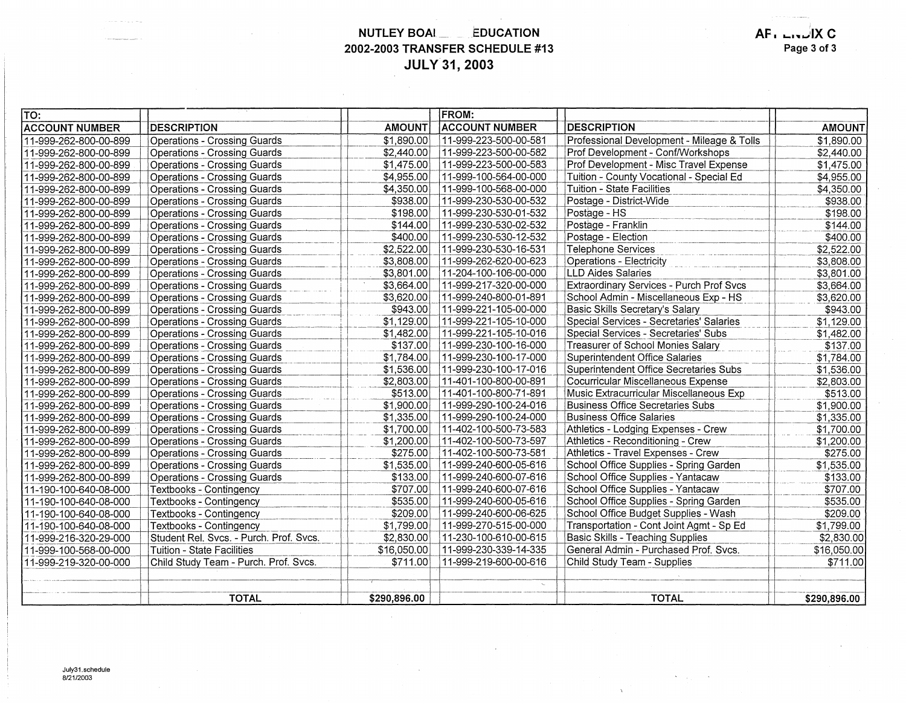# NUTLEY BOARD OF EDUCATION
## 2002-2003 TRANSFER SCHEDULE #13
## JULY 31, 2003

APPENDIX C

| TO: ACCOUNT NUMBER | DESCRIPTION | AMOUNT | FROM: ACCOUNT NUMBER | DESCRIPTION | AMOUNT |
|---|---|---|---|---|---|
| 11-999-262-800-00-899 | Operations - Crossing Guards | $1,890.00 | 11-999-223-500-00-581 | Professional Development - Mileage & Tolls | $1,890.00 |
| 11-999-262-800-00-899 | Operations - Crossing Guards | $2,440.00 | 11-999-223-500-00-582 | Prof Development - Conf/Workshops | $2,440.00 |
| 11-999-262-800-00-899 | Operations - Crossing Guards | $1,475.00 | 11-999-223-500-00-583 | Prof Development - Misc Travel Expense | $1,475.00 |
| 11-999-262-800-00-899 | Operations - Crossing Guards | $4,955.00 | 11-999-100-564-00-000 | Tuition - County Vocational - Special Ed | $4,955.00 |
| 11-999-262-800-00-899 | Operations - Crossing Guards | $4,350.00 | 11-999-100-568-00-000 | Tuition - State Facilities | $4,350.00 |
| 11-999-262-800-00-899 | Operations - Crossing Guards | $938.00 | 11-999-230-530-00-532 | Postage - District-Wide | $938.00 |
| 11-999-262-800-00-899 | Operations - Crossing Guards | $198.00 | 11-999-230-530-01-532 | Postage - HS | $198.00 |
| 11-999-262-800-00-899 | Operations - Crossing Guards | $144.00 | 11-999-230-530-02-532 | Postage - Franklin | $144.00 |
| 11-999-262-800-00-899 | Operations - Crossing Guards | $400.00 | 11-999-230-530-12-532 | Postage - Election | $400.00 |
| 11-999-262-800-00-899 | Operations - Crossing Guards | $2,522.00 | 11-999-230-530-16-531 | Telephone Services | $2,522.00 |
| 11-999-262-800-00-899 | Operations - Crossing Guards | $3,808.00 | 11-999-262-620-00-623 | Operations - Electricity | $3,808.00 |
| 11-999-262-800-00-899 | Operations - Crossing Guards | $3,801.00 | 11-204-100-106-00-000 | LLD Aides Salaries | $3,801.00 |
| 11-999-262-800-00-899 | Operations - Crossing Guards | $3,664.00 | 11-999-217-320-00-000 | Extraordinary Services - Purch Prof Svcs | $3,664.00 |
| 11-999-262-800-00-899 | Operations - Crossing Guards | $3,620.00 | 11-999-240-800-01-891 | School Admin - Miscellaneous Exp - HS | $3,620.00 |
| 11-999-262-800-00-899 | Operations - Crossing Guards | $943.00 | 11-999-221-105-00-000 | Basic Skills Secretary's Salary | $943.00 |
| 11-999-262-800-00-899 | Operations - Crossing Guards | $1,129.00 | 11-999-221-105-10-000 | Special Services - Secretaries' Salaries | $1,129.00 |
| 11-999-262-800-00-899 | Operations - Crossing Guards | $1,482.00 | 11-999-221-105-10-016 | Special Services - Secretaries' Subs | $1,482.00 |
| 11-999-262-800-00-899 | Operations - Crossing Guards | $137.00 | 11-999-230-100-16-000 | Treasurer of School Monies Salary | $137.00 |
| 11-999-262-800-00-899 | Operations - Crossing Guards | $1,784.00 | 11-999-230-100-17-000 | Superintendent Office Salaries | $1,784.00 |
| 11-999-262-800-00-899 | Operations - Crossing Guards | $1,536.00 | 11-999-230-100-17-016 | Superintendent Office Secretaries Subs | $1,536.00 |
| 11-999-262-800-00-899 | Operations - Crossing Guards | $2,803.00 | 11-401-100-800-00-891 | Cocurricular Miscellaneous Expense | $2,803.00 |
| 11-999-262-800-00-899 | Operations - Crossing Guards | $513.00 | 11-401-100-800-71-891 | Music Extracurricular Miscellaneous Exp | $513.00 |
| 11-999-262-800-00-899 | Operations - Crossing Guards | $1,900.00 | 11-999-290-100-24-016 | Business Office Secretaries Subs | $1,900.00 |
| 11-999-262-800-00-899 | Operations - Crossing Guards | $1,335.00 | 11-999-290-100-24-000 | Business Office Salaries | $1,335.00 |
| 11-999-262-800-00-899 | Operations - Crossing Guards | $1,700.00 | 11-402-100-500-73-583 | Athletics - Lodging Expenses - Crew | $1,700.00 |
| 11-999-262-800-00-899 | Operations - Crossing Guards | $1,200.00 | 11-402-100-500-73-597 | Athletics - Reconditioning - Crew | $1,200.00 |
| 11-999-262-800-00-899 | Operations - Crossing Guards | $275.00 | 11-402-100-500-73-581 | Athletics - Travel Expenses - Crew | $275.00 |
| 11-999-262-800-00-899 | Operations - Crossing Guards | $1,535.00 | 11-999-240-600-05-616 | School Office Supplies - Spring Garden | $1,535.00 |
| 11-999-262-800-00-899 | Operations - Crossing Guards | $133.00 | 11-999-240-600-07-616 | School Office Supplies - Yantacaw | $133.00 |
| 11-190-100-640-08-000 | Textbooks - Contingency | $707.00 | 11-999-240-600-07-616 | School Office Supplies - Yantacaw | $707.00 |
| 11-190-100-640-08-000 | Textbooks - Contingency | $535.00 | 11-999-240-600-05-616 | School Office Supplies - Spring Garden | $535.00 |
| 11-190-100-640-08-000 | Textbooks - Contingency | $209.00 | 11-999-240-600-06-625 | School Office Budget Supplies - Wash | $209.00 |
| 11-190-100-640-08-000 | Textbooks - Contingency | $1,799.00 | 11-999-270-515-00-000 | Transportation - Cont Joint Agmt - Sp Ed | $1,799.00 |
| 11-999-216-320-29-000 | Student Rel. Svcs. - Purch. Prof. Svcs. | $2,830.00 | 11-230-100-610-00-615 | Basic Skills - Teaching Supplies | $2,830.00 |
| 11-999-100-568-00-000 | Tuition - State Facilities | $16,050.00 | 11-999-230-339-14-335 | General Admin - Purchased Prof. Svcs. | $16,050.00 |
| 11-999-219-320-00-000 | Child Study Team - Purch. Prof. Svcs. | $711.00 | 11-999-219-600-00-616 | Child Study Team - Supplies | $711.00 |
| | | | | | |
| | **TOTAL** | **$290,896.00** | | **TOTAL** | **$290,896.00** |

July31.schedule
8/21/2003